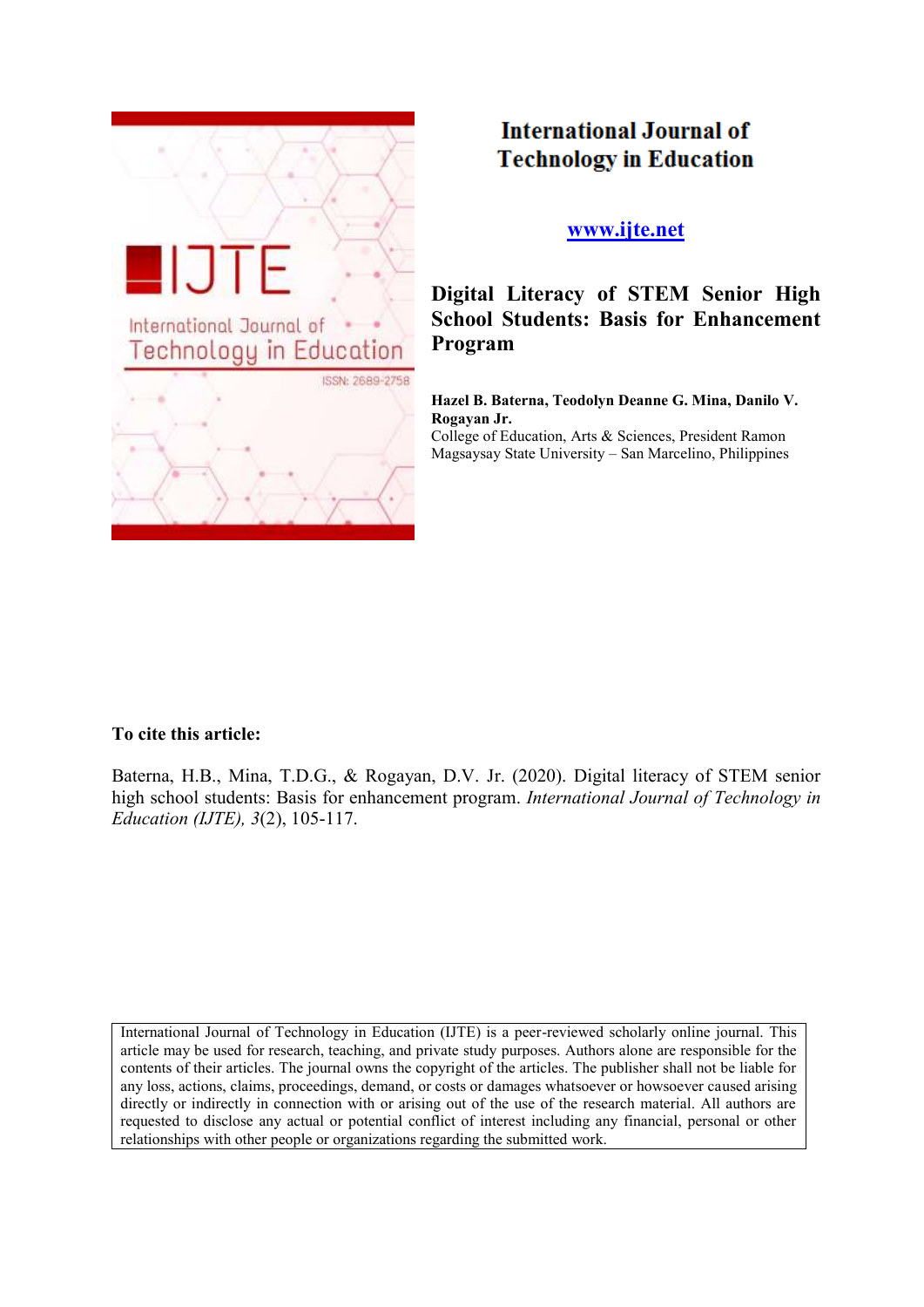# International Journal of Technology in Education

www.ijte.net

## Digital Literacy of STEM Senior High School Students: Basis for Enhancement Program

**Hazel B. Baterna, Teodolyn Deanne G. Mina, Danilo V. Rogayan Jr.**
College of Education, Arts & Sciences, President Ramon Magsaysay State University – San Marcelino, Philippines

**To cite this article:**

Baterna, H.B., Mina, T.D.G., & Rogayan, D.V. Jr. (2020). Digital literacy of STEM senior high school students: Basis for enhancement program. *International Journal of Technology in Education (IJTE), 3*(2), 105-117.

International Journal of Technology in Education (IJTE) is a peer-reviewed scholarly online journal. This article may be used for research, teaching, and private study purposes. Authors alone are responsible for the contents of their articles. The journal owns the copyright of the articles. The publisher shall not be liable for any loss, actions, claims, proceedings, demand, or costs or damages whatsoever or howsoever caused arising directly or indirectly in connection with or arising out of the use of the research material. All authors are requested to disclose any actual or potential conflict of interest including any financial, personal or other relationships with other people or organizations regarding the submitted work.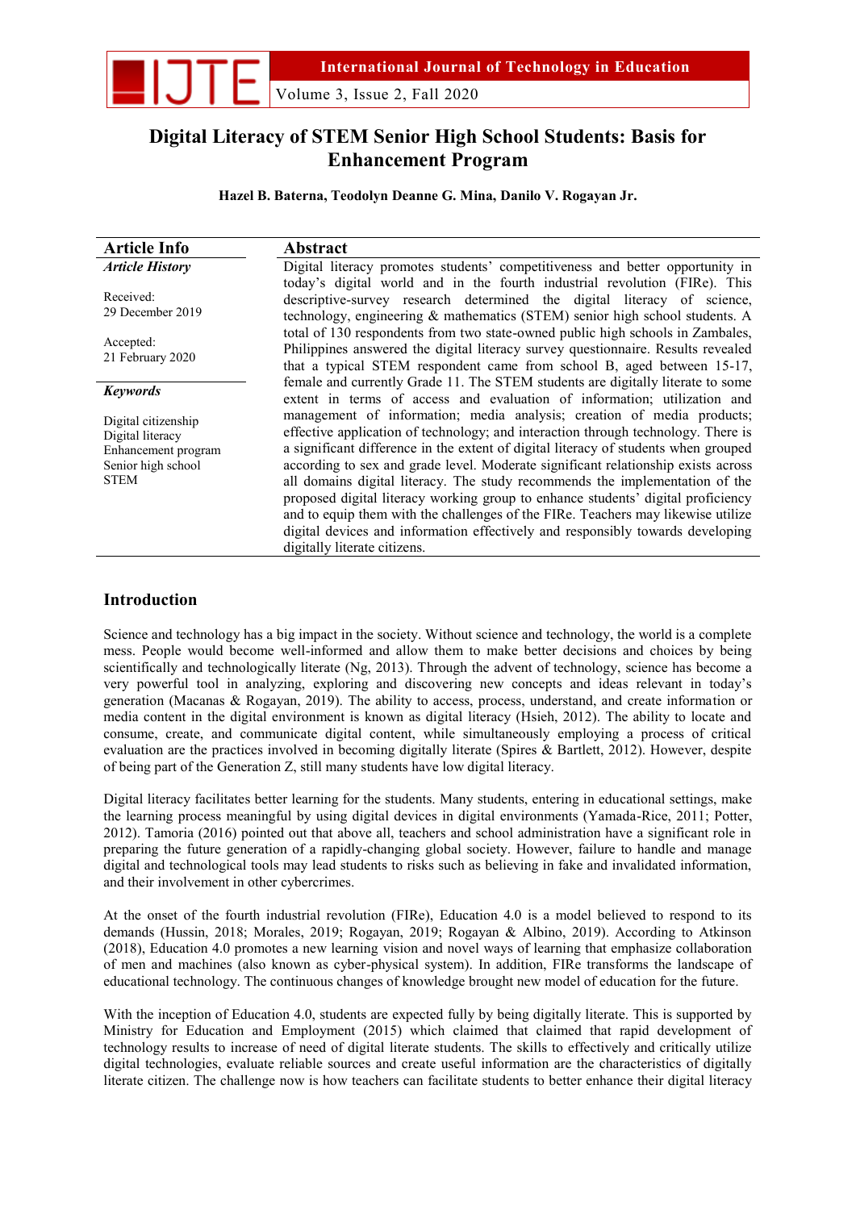# Digital Literacy of STEM Senior High School Students: Basis for Enhancement Program

**Hazel B. Baterna, Teodolyn Deanne G. Mina, Danilo V. Rogayan Jr.**

## Article Info

***Article History***

Received:
29 December 2019

Accepted:
21 February 2020

***Keywords***

Digital citizenship
Digital literacy
Enhancement program
Senior high school
STEM

## Abstract

Digital literacy promotes students' competitiveness and better opportunity in today's digital world and in the fourth industrial revolution (FIRe). This descriptive-survey research determined the digital literacy of science, technology, engineering & mathematics (STEM) senior high school students. A total of 130 respondents from two state-owned public high schools in Zambales, Philippines answered the digital literacy survey questionnaire. Results revealed that a typical STEM respondent came from school B, aged between 15-17, female and currently Grade 11. The STEM students are digitally literate to some extent in terms of access and evaluation of information; utilization and management of information; media analysis; creation of media products; effective application of technology; and interaction through technology. There is a significant difference in the extent of digital literacy of students when grouped according to sex and grade level. Moderate significant relationship exists across all domains digital literacy. The study recommends the implementation of the proposed digital literacy working group to enhance students' digital proficiency and to equip them with the challenges of the FIRe. Teachers may likewise utilize digital devices and information effectively and responsibly towards developing digitally literate citizens.

## Introduction

Science and technology has a big impact in the society. Without science and technology, the world is a complete mess. People would become well-informed and allow them to make better decisions and choices by being scientifically and technologically literate (Ng, 2013). Through the advent of technology, science has become a very powerful tool in analyzing, exploring and discovering new concepts and ideas relevant in today's generation (Macanas & Rogayan, 2019). The ability to access, process, understand, and create information or media content in the digital environment is known as digital literacy (Hsieh, 2012). The ability to locate and consume, create, and communicate digital content, while simultaneously employing a process of critical evaluation are the practices involved in becoming digitally literate (Spires & Bartlett, 2012). However, despite of being part of the Generation Z, still many students have low digital literacy.

Digital literacy facilitates better learning for the students. Many students, entering in educational settings, make the learning process meaningful by using digital devices in digital environments (Yamada-Rice, 2011; Potter, 2012). Tamoria (2016) pointed out that above all, teachers and school administration have a significant role in preparing the future generation of a rapidly-changing global society. However, failure to handle and manage digital and technological tools may lead students to risks such as believing in fake and invalidated information, and their involvement in other cybercrimes.

At the onset of the fourth industrial revolution (FIRe), Education 4.0 is a model believed to respond to its demands (Hussin, 2018; Morales, 2019; Rogayan, 2019; Rogayan & Albino, 2019). According to Atkinson (2018), Education 4.0 promotes a new learning vision and novel ways of learning that emphasize collaboration of men and machines (also known as cyber-physical system). In addition, FIRe transforms the landscape of educational technology. The continuous changes of knowledge brought new model of education for the future.

With the inception of Education 4.0, students are expected fully by being digitally literate. This is supported by Ministry for Education and Employment (2015) which claimed that claimed that rapid development of technology results to increase of need of digital literate students. The skills to effectively and critically utilize digital technologies, evaluate reliable sources and create useful information are the characteristics of digitally literate citizen. The challenge now is how teachers can facilitate students to better enhance their digital literacy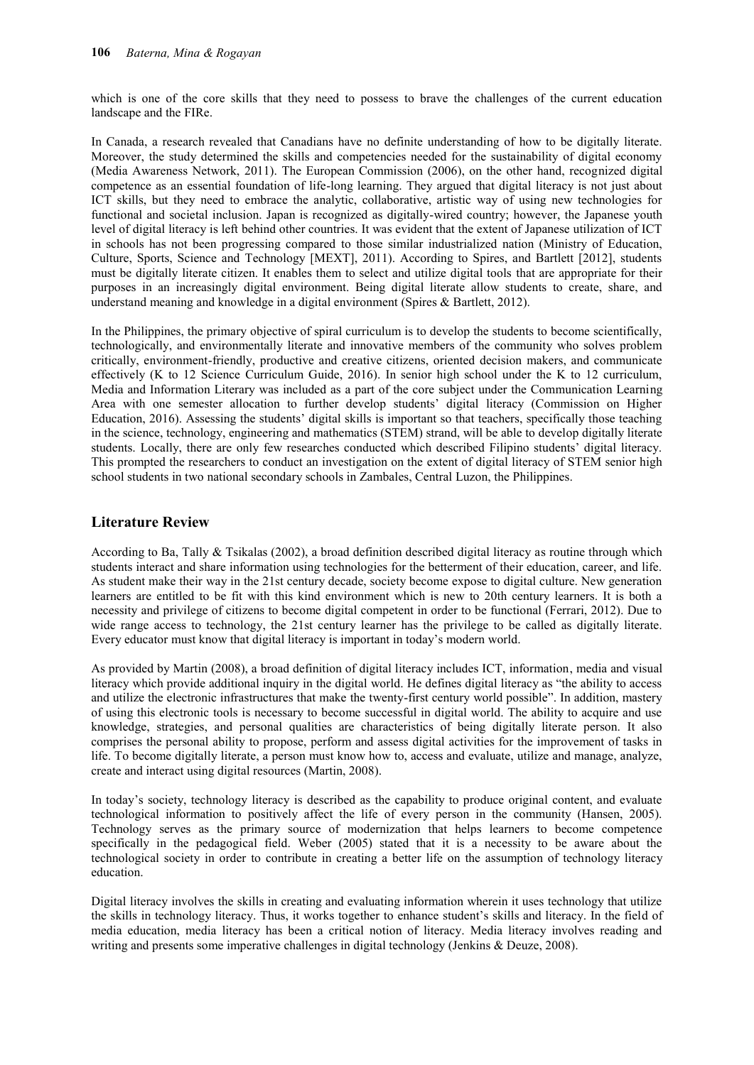which is one of the core skills that they need to possess to brave the challenges of the current education landscape and the FIRe.

In Canada, a research revealed that Canadians have no definite understanding of how to be digitally literate. Moreover, the study determined the skills and competencies needed for the sustainability of digital economy (Media Awareness Network, 2011). The European Commission (2006), on the other hand, recognized digital competence as an essential foundation of life-long learning. They argued that digital literacy is not just about ICT skills, but they need to embrace the analytic, collaborative, artistic way of using new technologies for functional and societal inclusion. Japan is recognized as digitally-wired country; however, the Japanese youth level of digital literacy is left behind other countries. It was evident that the extent of Japanese utilization of ICT in schools has not been progressing compared to those similar industrialized nation (Ministry of Education, Culture, Sports, Science and Technology [MEXT], 2011). According to Spires, and Bartlett [2012], students must be digitally literate citizen. It enables them to select and utilize digital tools that are appropriate for their purposes in an increasingly digital environment. Being digital literate allow students to create, share, and understand meaning and knowledge in a digital environment (Spires & Bartlett, 2012).

In the Philippines, the primary objective of spiral curriculum is to develop the students to become scientifically, technologically, and environmentally literate and innovative members of the community who solves problem critically, environment-friendly, productive and creative citizens, oriented decision makers, and communicate effectively (K to 12 Science Curriculum Guide, 2016). In senior high school under the K to 12 curriculum, Media and Information Literary was included as a part of the core subject under the Communication Learning Area with one semester allocation to further develop students' digital literacy (Commission on Higher Education, 2016). Assessing the students' digital skills is important so that teachers, specifically those teaching in the science, technology, engineering and mathematics (STEM) strand, will be able to develop digitally literate students. Locally, there are only few researches conducted which described Filipino students' digital literacy. This prompted the researchers to conduct an investigation on the extent of digital literacy of STEM senior high school students in two national secondary schools in Zambales, Central Luzon, the Philippines.

## Literature Review

According to Ba, Tally & Tsikalas (2002), a broad definition described digital literacy as routine through which students interact and share information using technologies for the betterment of their education, career, and life. As student make their way in the 21st century decade, society become expose to digital culture. New generation learners are entitled to be fit with this kind environment which is new to 20th century learners. It is both a necessity and privilege of citizens to become digital competent in order to be functional (Ferrari, 2012). Due to wide range access to technology, the 21st century learner has the privilege to be called as digitally literate. Every educator must know that digital literacy is important in today's modern world.

As provided by Martin (2008), a broad definition of digital literacy includes ICT, information, media and visual literacy which provide additional inquiry in the digital world. He defines digital literacy as "the ability to access and utilize the electronic infrastructures that make the twenty-first century world possible". In addition, mastery of using this electronic tools is necessary to become successful in digital world. The ability to acquire and use knowledge, strategies, and personal qualities are characteristics of being digitally literate person. It also comprises the personal ability to propose, perform and assess digital activities for the improvement of tasks in life. To become digitally literate, a person must know how to, access and evaluate, utilize and manage, analyze, create and interact using digital resources (Martin, 2008).

In today's society, technology literacy is described as the capability to produce original content, and evaluate technological information to positively affect the life of every person in the community (Hansen, 2005). Technology serves as the primary source of modernization that helps learners to become competence specifically in the pedagogical field. Weber (2005) stated that it is a necessity to be aware about the technological society in order to contribute in creating a better life on the assumption of technology literacy education.

Digital literacy involves the skills in creating and evaluating information wherein it uses technology that utilize the skills in technology literacy. Thus, it works together to enhance student's skills and literacy. In the field of media education, media literacy has been a critical notion of literacy. Media literacy involves reading and writing and presents some imperative challenges in digital technology (Jenkins & Deuze, 2008).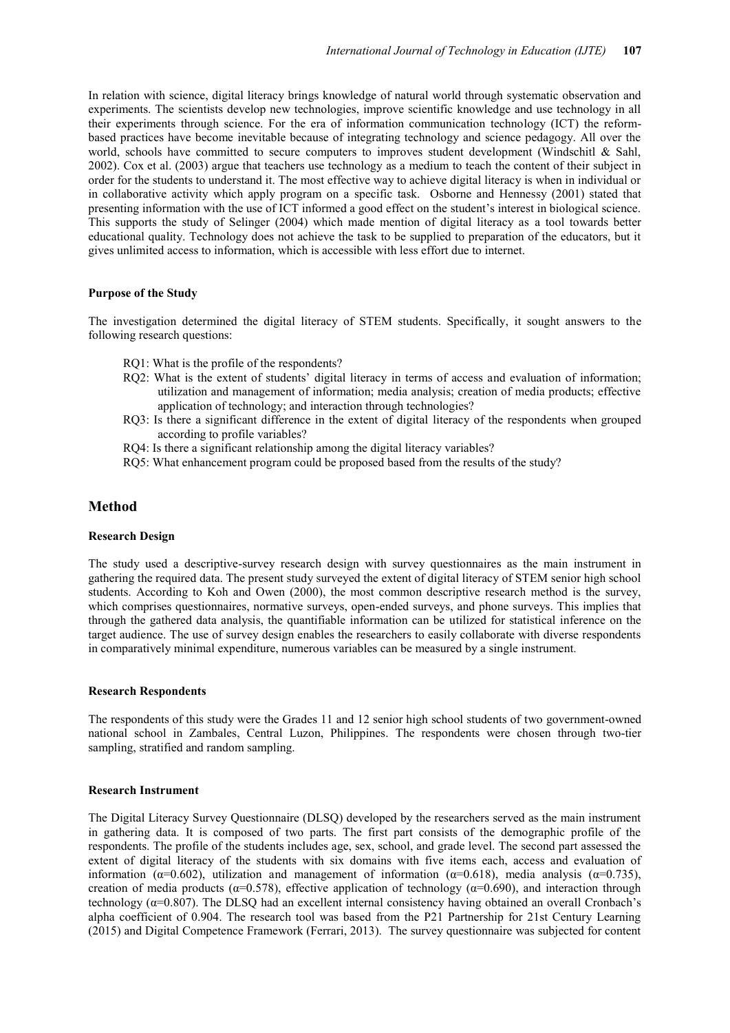In relation with science, digital literacy brings knowledge of natural world through systematic observation and experiments. The scientists develop new technologies, improve scientific knowledge and use technology in all their experiments through science. For the era of information communication technology (ICT) the reform-based practices have become inevitable because of integrating technology and science pedagogy. All over the world, schools have committed to secure computers to improves student development (Windschitl & Sahl, 2002). Cox et al. (2003) argue that teachers use technology as a medium to teach the content of their subject in order for the students to understand it. The most effective way to achieve digital literacy is when in individual or in collaborative activity which apply program on a specific task. Osborne and Hennessy (2001) stated that presenting information with the use of ICT informed a good effect on the student's interest in biological science. This supports the study of Selinger (2004) which made mention of digital literacy as a tool towards better educational quality. Technology does not achieve the task to be supplied to preparation of the educators, but it gives unlimited access to information, which is accessible with less effort due to internet.

### Purpose of the Study

The investigation determined the digital literacy of STEM students. Specifically, it sought answers to the following research questions:

- RQ1: What is the profile of the respondents?
- RQ2: What is the extent of students' digital literacy in terms of access and evaluation of information; utilization and management of information; media analysis; creation of media products; effective application of technology; and interaction through technologies?
- RQ3: Is there a significant difference in the extent of digital literacy of the respondents when grouped according to profile variables?
- RQ4: Is there a significant relationship among the digital literacy variables?
- RQ5: What enhancement program could be proposed based from the results of the study?

## Method

### Research Design

The study used a descriptive-survey research design with survey questionnaires as the main instrument in gathering the required data. The present study surveyed the extent of digital literacy of STEM senior high school students. According to Koh and Owen (2000), the most common descriptive research method is the survey, which comprises questionnaires, normative surveys, open-ended surveys, and phone surveys. This implies that through the gathered data analysis, the quantifiable information can be utilized for statistical inference on the target audience. The use of survey design enables the researchers to easily collaborate with diverse respondents in comparatively minimal expenditure, numerous variables can be measured by a single instrument.

### Research Respondents

The respondents of this study were the Grades 11 and 12 senior high school students of two government-owned national school in Zambales, Central Luzon, Philippines. The respondents were chosen through two-tier sampling, stratified and random sampling.

### Research Instrument

The Digital Literacy Survey Questionnaire (DLSQ) developed by the researchers served as the main instrument in gathering data. It is composed of two parts. The first part consists of the demographic profile of the respondents. The profile of the students includes age, sex, school, and grade level. The second part assessed the extent of digital literacy of the students with six domains with five items each, access and evaluation of information ($\alpha$=0.602), utilization and management of information ($\alpha$=0.618), media analysis ($\alpha$=0.735), creation of media products ($\alpha$=0.578), effective application of technology ($\alpha$=0.690), and interaction through technology ($\alpha$=0.807). The DLSQ had an excellent internal consistency having obtained an overall Cronbach's alpha coefficient of 0.904. The research tool was based from the P21 Partnership for 21st Century Learning (2015) and Digital Competence Framework (Ferrari, 2013). The survey questionnaire was subjected for content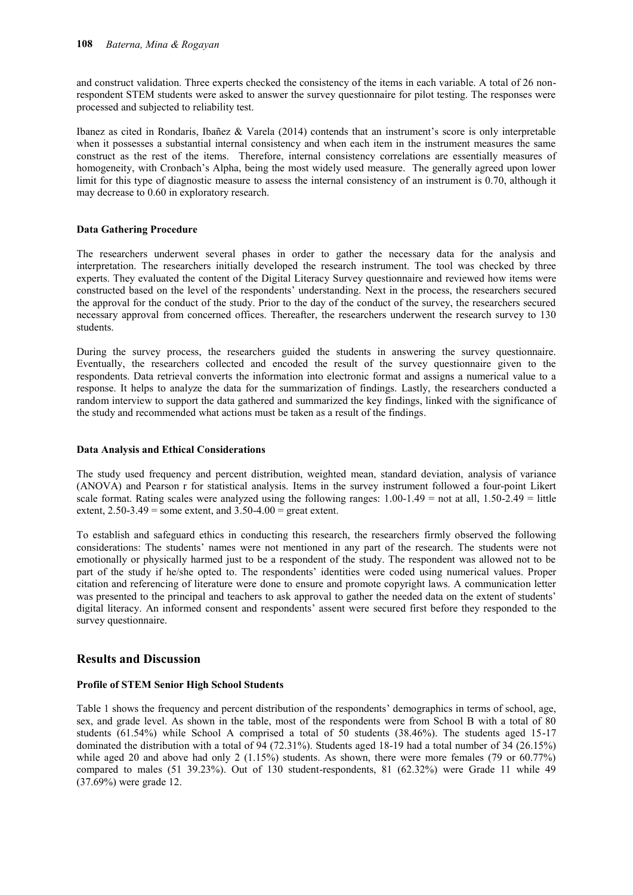and construct validation. Three experts checked the consistency of the items in each variable. A total of 26 non-respondent STEM students were asked to answer the survey questionnaire for pilot testing. The responses were processed and subjected to reliability test.

Ibanez as cited in Rondaris, Ibañez & Varela (2014) contends that an instrument's score is only interpretable when it possesses a substantial internal consistency and when each item in the instrument measures the same construct as the rest of the items. Therefore, internal consistency correlations are essentially measures of homogeneity, with Cronbach's Alpha, being the most widely used measure. The generally agreed upon lower limit for this type of diagnostic measure to assess the internal consistency of an instrument is 0.70, although it may decrease to 0.60 in exploratory research.

### Data Gathering Procedure

The researchers underwent several phases in order to gather the necessary data for the analysis and interpretation. The researchers initially developed the research instrument. The tool was checked by three experts. They evaluated the content of the Digital Literacy Survey questionnaire and reviewed how items were constructed based on the level of the respondents' understanding. Next in the process, the researchers secured the approval for the conduct of the study. Prior to the day of the conduct of the survey, the researchers secured necessary approval from concerned offices. Thereafter, the researchers underwent the research survey to 130 students.

During the survey process, the researchers guided the students in answering the survey questionnaire. Eventually, the researchers collected and encoded the result of the survey questionnaire given to the respondents. Data retrieval converts the information into electronic format and assigns a numerical value to a response. It helps to analyze the data for the summarization of findings. Lastly, the researchers conducted a random interview to support the data gathered and summarized the key findings, linked with the significance of the study and recommended what actions must be taken as a result of the findings.

### Data Analysis and Ethical Considerations

The study used frequency and percent distribution, weighted mean, standard deviation, analysis of variance (ANOVA) and Pearson r for statistical analysis. Items in the survey instrument followed a four-point Likert scale format. Rating scales were analyzed using the following ranges: 1.00-1.49 = not at all, 1.50-2.49 = little extent, 2.50-3.49 = some extent, and 3.50-4.00 = great extent.

To establish and safeguard ethics in conducting this research, the researchers firmly observed the following considerations: The students' names were not mentioned in any part of the research. The students were not emotionally or physically harmed just to be a respondent of the study. The respondent was allowed not to be part of the study if he/she opted to. The respondents' identities were coded using numerical values. Proper citation and referencing of literature were done to ensure and promote copyright laws. A communication letter was presented to the principal and teachers to ask approval to gather the needed data on the extent of students' digital literacy. An informed consent and respondents' assent were secured first before they responded to the survey questionnaire.

## Results and Discussion

### Profile of STEM Senior High School Students

Table 1 shows the frequency and percent distribution of the respondents' demographics in terms of school, age, sex, and grade level. As shown in the table, most of the respondents were from School B with a total of 80 students (61.54%) while School A comprised a total of 50 students (38.46%). The students aged 15-17 dominated the distribution with a total of 94 (72.31%). Students aged 18-19 had a total number of 34 (26.15%) while aged 20 and above had only 2 (1.15%) students. As shown, there were more females (79 or 60.77%) compared to males (51 39.23%). Out of 130 student-respondents, 81 (62.32%) were Grade 11 while 49 (37.69%) were grade 12.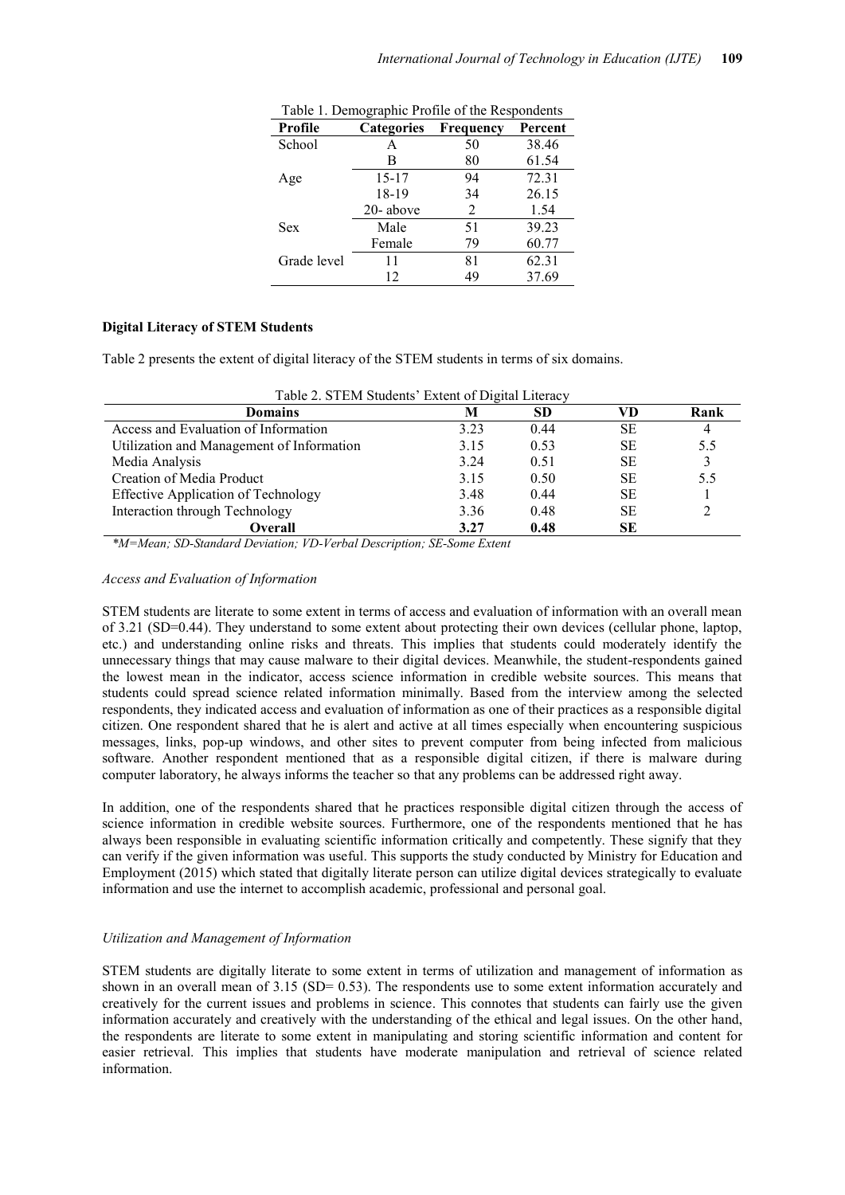Table 1. Demographic Profile of the Respondents

| Profile | Categories | Frequency | Percent |
|---|---|---|---|
| School | A | 50 | 38.46 |
| | B | 80 | 61.54 |
| Age | 15-17 | 94 | 72.31 |
| | 18-19 | 34 | 26.15 |
| | 20- above | 2 | 1.54 |
| Sex | Male | 51 | 39.23 |
| | Female | 79 | 60.77 |
| Grade level | 11 | 81 | 62.31 |
| | 12 | 49 | 37.69 |

**Digital Literacy of STEM Students**

Table 2 presents the extent of digital literacy of the STEM students in terms of six domains.

Table 2. STEM Students' Extent of Digital Literacy

| Domains | M | SD | VD | Rank |
|---|---|---|---|---|
| Access and Evaluation of Information | 3.23 | 0.44 | SE | 4 |
| Utilization and Management of Information | 3.15 | 0.53 | SE | 5.5 |
| Media Analysis | 3.24 | 0.51 | SE | 3 |
| Creation of Media Product | 3.15 | 0.50 | SE | 5.5 |
| Effective Application of Technology | 3.48 | 0.44 | SE | 1 |
| Interaction through Technology | 3.36 | 0.48 | SE | 2 |
| **Overall** | **3.27** | **0.48** | **SE** | |

*\*M=Mean; SD-Standard Deviation; VD-Verbal Description; SE-Some Extent*

*Access and Evaluation of Information*

STEM students are literate to some extent in terms of access and evaluation of information with an overall mean of 3.21 (SD=0.44). They understand to some extent about protecting their own devices (cellular phone, laptop, etc.) and understanding online risks and threats. This implies that students could moderately identify the unnecessary things that may cause malware to their digital devices. Meanwhile, the student-respondents gained the lowest mean in the indicator, access science information in credible website sources. This means that students could spread science related information minimally. Based from the interview among the selected respondents, they indicated access and evaluation of information as one of their practices as a responsible digital citizen. One respondent shared that he is alert and active at all times especially when encountering suspicious messages, links, pop-up windows, and other sites to prevent computer from being infected from malicious software. Another respondent mentioned that as a responsible digital citizen, if there is malware during computer laboratory, he always informs the teacher so that any problems can be addressed right away.

In addition, one of the respondents shared that he practices responsible digital citizen through the access of science information in credible website sources. Furthermore, one of the respondents mentioned that he has always been responsible in evaluating scientific information critically and competently. These signify that they can verify if the given information was useful. This supports the study conducted by Ministry for Education and Employment (2015) which stated that digitally literate person can utilize digital devices strategically to evaluate information and use the internet to accomplish academic, professional and personal goal.

*Utilization and Management of Information*

STEM students are digitally literate to some extent in terms of utilization and management of information as shown in an overall mean of 3.15 (SD= 0.53). The respondents use to some extent information accurately and creatively for the current issues and problems in science. This connotes that students can fairly use the given information accurately and creatively with the understanding of the ethical and legal issues. On the other hand, the respondents are literate to some extent in manipulating and storing scientific information and content for easier retrieval. This implies that students have moderate manipulation and retrieval of science related information.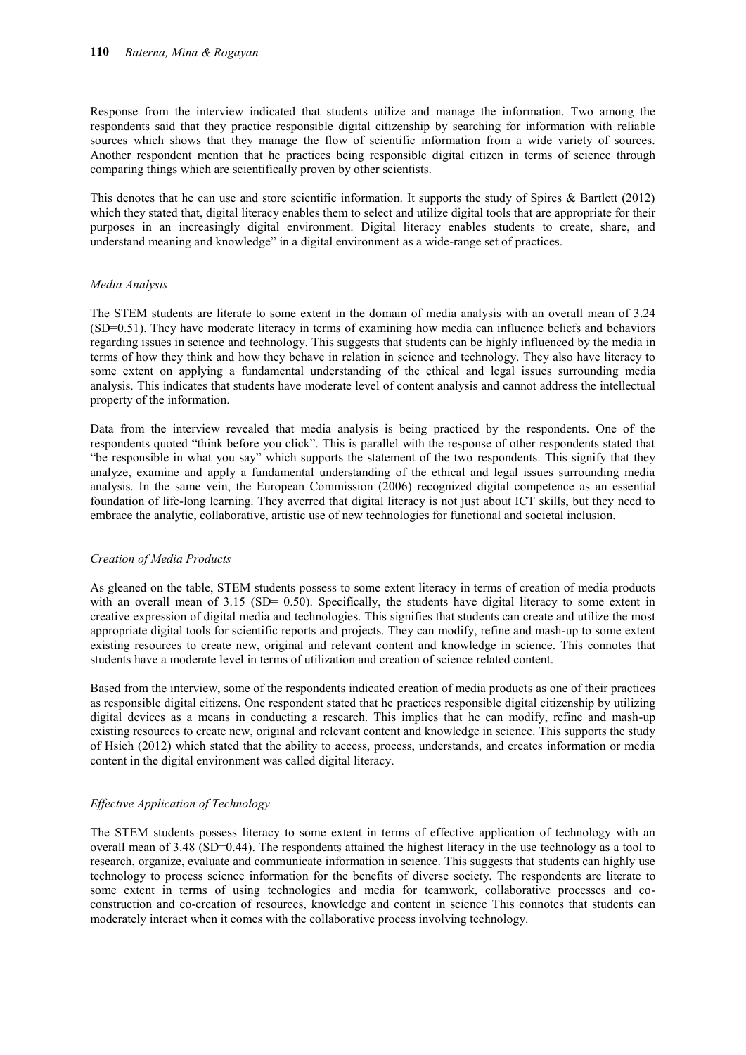Response from the interview indicated that students utilize and manage the information. Two among the respondents said that they practice responsible digital citizenship by searching for information with reliable sources which shows that they manage the flow of scientific information from a wide variety of sources. Another respondent mention that he practices being responsible digital citizen in terms of science through comparing things which are scientifically proven by other scientists.

This denotes that he can use and store scientific information. It supports the study of Spires & Bartlett (2012) which they stated that, digital literacy enables them to select and utilize digital tools that are appropriate for their purposes in an increasingly digital environment. Digital literacy enables students to create, share, and understand meaning and knowledge" in a digital environment as a wide-range set of practices.

### *Media Analysis*

The STEM students are literate to some extent in the domain of media analysis with an overall mean of 3.24 (SD=0.51). They have moderate literacy in terms of examining how media can influence beliefs and behaviors regarding issues in science and technology. This suggests that students can be highly influenced by the media in terms of how they think and how they behave in relation in science and technology. They also have literacy to some extent on applying a fundamental understanding of the ethical and legal issues surrounding media analysis. This indicates that students have moderate level of content analysis and cannot address the intellectual property of the information.

Data from the interview revealed that media analysis is being practiced by the respondents. One of the respondents quoted "think before you click". This is parallel with the response of other respondents stated that "be responsible in what you say" which supports the statement of the two respondents. This signify that they analyze, examine and apply a fundamental understanding of the ethical and legal issues surrounding media analysis. In the same vein, the European Commission (2006) recognized digital competence as an essential foundation of life-long learning. They averred that digital literacy is not just about ICT skills, but they need to embrace the analytic, collaborative, artistic use of new technologies for functional and societal inclusion.

### *Creation of Media Products*

As gleaned on the table, STEM students possess to some extent literacy in terms of creation of media products with an overall mean of 3.15 (SD= 0.50). Specifically, the students have digital literacy to some extent in creative expression of digital media and technologies. This signifies that students can create and utilize the most appropriate digital tools for scientific reports and projects. They can modify, refine and mash-up to some extent existing resources to create new, original and relevant content and knowledge in science. This connotes that students have a moderate level in terms of utilization and creation of science related content.

Based from the interview, some of the respondents indicated creation of media products as one of their practices as responsible digital citizens. One respondent stated that he practices responsible digital citizenship by utilizing digital devices as a means in conducting a research. This implies that he can modify, refine and mash-up existing resources to create new, original and relevant content and knowledge in science. This supports the study of Hsieh (2012) which stated that the ability to access, process, understands, and creates information or media content in the digital environment was called digital literacy.

### *Effective Application of Technology*

The STEM students possess literacy to some extent in terms of effective application of technology with an overall mean of 3.48 (SD=0.44). The respondents attained the highest literacy in the use technology as a tool to research, organize, evaluate and communicate information in science. This suggests that students can highly use technology to process science information for the benefits of diverse society. The respondents are literate to some extent in terms of using technologies and media for teamwork, collaborative processes and co-construction and co-creation of resources, knowledge and content in science This connotes that students can moderately interact when it comes with the collaborative process involving technology.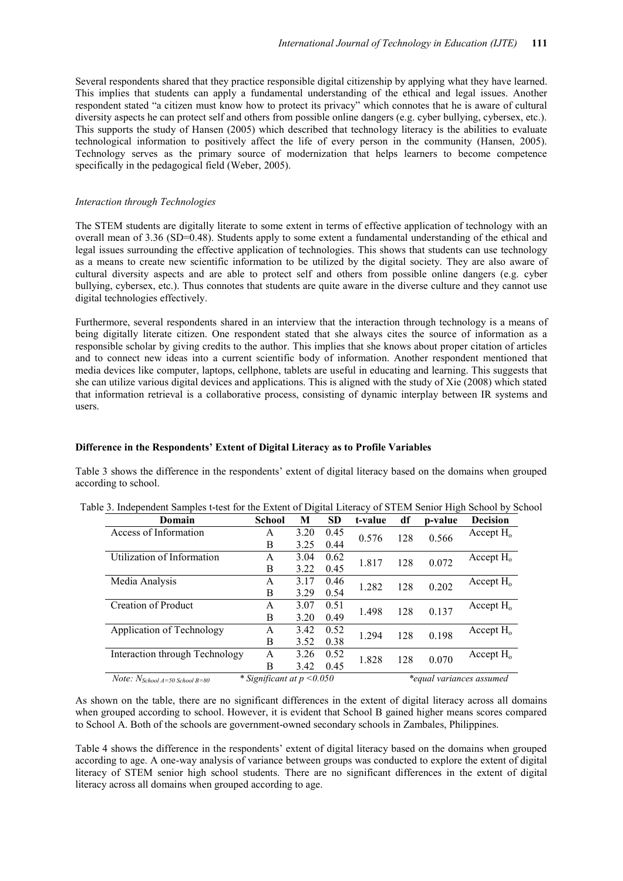Several respondents shared that they practice responsible digital citizenship by applying what they have learned. This implies that students can apply a fundamental understanding of the ethical and legal issues. Another respondent stated "a citizen must know how to protect its privacy" which connotes that he is aware of cultural diversity aspects he can protect self and others from possible online dangers (e.g. cyber bullying, cybersex, etc.). This supports the study of Hansen (2005) which described that technology literacy is the abilities to evaluate technological information to positively affect the life of every person in the community (Hansen, 2005). Technology serves as the primary source of modernization that helps learners to become competence specifically in the pedagogical field (Weber, 2005).

*Interaction through Technologies*

The STEM students are digitally literate to some extent in terms of effective application of technology with an overall mean of 3.36 (SD=0.48). Students apply to some extent a fundamental understanding of the ethical and legal issues surrounding the effective application of technologies. This shows that students can use technology as a means to create new scientific information to be utilized by the digital society. They are also aware of cultural diversity aspects and are able to protect self and others from possible online dangers (e.g. cyber bullying, cybersex, etc.). Thus connotes that students are quite aware in the diverse culture and they cannot use digital technologies effectively.

Furthermore, several respondents shared in an interview that the interaction through technology is a means of being digitally literate citizen. One respondent stated that she always cites the source of information as a responsible scholar by giving credits to the author. This implies that she knows about proper citation of articles and to connect new ideas into a current scientific body of information. Another respondent mentioned that media devices like computer, laptops, cellphone, tablets are useful in educating and learning. This suggests that she can utilize various digital devices and applications. This is aligned with the study of Xie (2008) which stated that information retrieval is a collaborative process, consisting of dynamic interplay between IR systems and users.

**Difference in the Respondents' Extent of Digital Literacy as to Profile Variables**

Table 3 shows the difference in the respondents' extent of digital literacy based on the domains when grouped according to school.

Table 3. Independent Samples t-test for the Extent of Digital Literacy of STEM Senior High School by School

| Domain | School | M | SD | t-value | df | p-value | Decision |
|---|---|---|---|---|---|---|---|
| Access of Information | A | 3.20 | 0.45 | 0.576 | 128 | 0.566 | Accept $H_o$ |
| | B | 3.25 | 0.44 | | | | |
| Utilization of Information | A | 3.04 | 0.62 | 1.817 | 128 | 0.072 | Accept $H_o$ |
| | B | 3.22 | 0.45 | | | | |
| Media Analysis | A | 3.17 | 0.46 | 1.282 | 128 | 0.202 | Accept $H_o$ |
| | B | 3.29 | 0.54 | | | | |
| Creation of Product | A | 3.07 | 0.51 | 1.498 | 128 | 0.137 | Accept $H_o$ |
| | B | 3.20 | 0.49 | | | | |
| Application of Technology | A | 3.42 | 0.52 | 1.294 | 128 | 0.198 | Accept $H_o$ |
| | B | 3.52 | 0.38 | | | | |
| Interaction through Technology | A | 3.26 | 0.52 | 1.828 | 128 | 0.070 | Accept $H_o$ |
| | B | 3.42 | 0.45 | | | | |

*Note:* $N_{School\ A=50\ School\ B=80}$ &nbsp;&nbsp; *\* Significant at* $p < 0.050$ &nbsp;&nbsp; *\*equal variances assumed*

As shown on the table, there are no significant differences in the extent of digital literacy across all domains when grouped according to school. However, it is evident that School B gained higher means scores compared to School A. Both of the schools are government-owned secondary schools in Zambales, Philippines.

Table 4 shows the difference in the respondents' extent of digital literacy based on the domains when grouped according to age. A one-way analysis of variance between groups was conducted to explore the extent of digital literacy of STEM senior high school students. There are no significant differences in the extent of digital literacy across all domains when grouped according to age.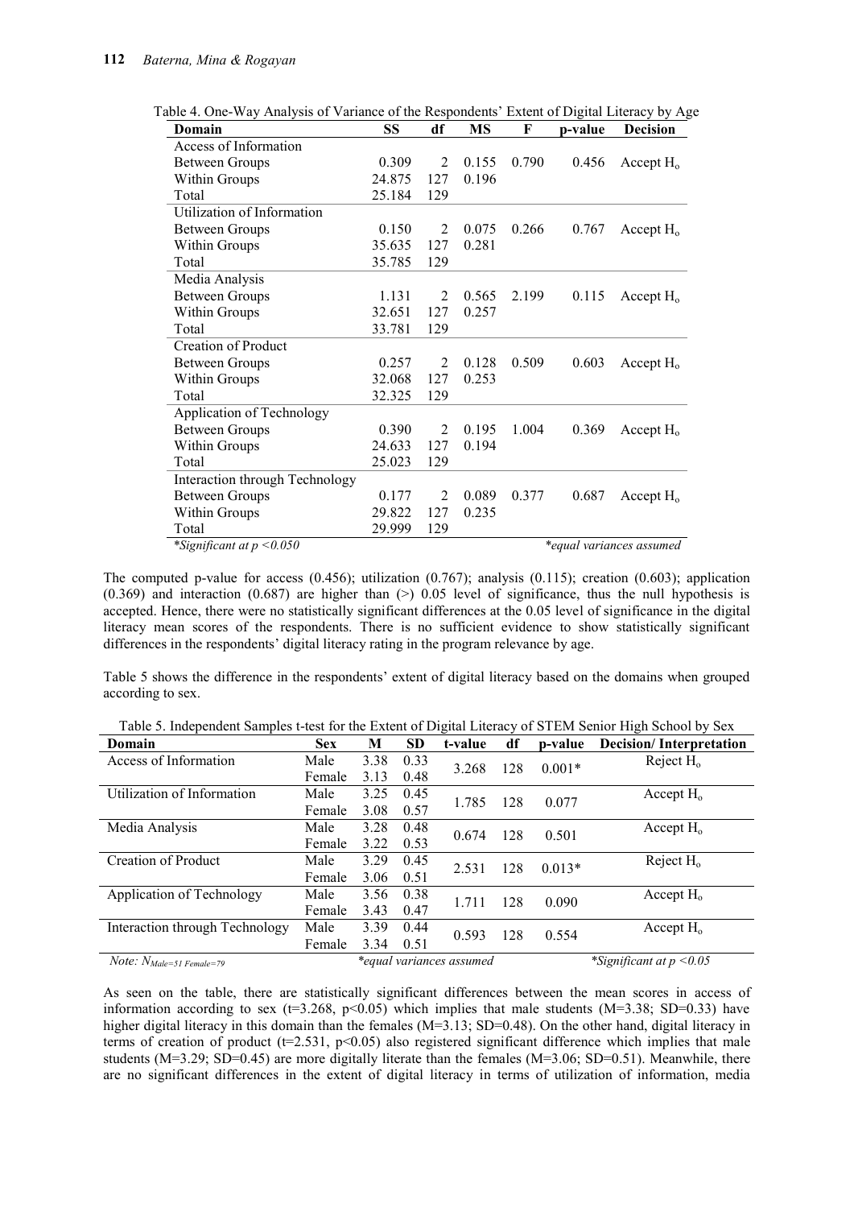Table 4. One-Way Analysis of Variance of the Respondents' Extent of Digital Literacy by Age

| Domain | SS | df | MS | F | p-value | Decision |
|---|---|---|---|---|---|---|
| Access of Information | | | | | | |
| Between Groups | 0.309 | 2 | 0.155 | 0.790 | 0.456 | Accept $H_o$ |
| Within Groups | 24.875 | 127 | 0.196 | | | |
| Total | 25.184 | 129 | | | | |
| Utilization of Information | | | | | | |
| Between Groups | 0.150 | 2 | 0.075 | 0.266 | 0.767 | Accept $H_o$ |
| Within Groups | 35.635 | 127 | 0.281 | | | |
| Total | 35.785 | 129 | | | | |
| Media Analysis | | | | | | |
| Between Groups | 1.131 | 2 | 0.565 | 2.199 | 0.115 | Accept $H_o$ |
| Within Groups | 32.651 | 127 | 0.257 | | | |
| Total | 33.781 | 129 | | | | |
| Creation of Product | | | | | | |
| Between Groups | 0.257 | 2 | 0.128 | 0.509 | 0.603 | Accept $H_o$ |
| Within Groups | 32.068 | 127 | 0.253 | | | |
| Total | 32.325 | 129 | | | | |
| Application of Technology | | | | | | |
| Between Groups | 0.390 | 2 | 0.195 | 1.004 | 0.369 | Accept $H_o$ |
| Within Groups | 24.633 | 127 | 0.194 | | | |
| Total | 25.023 | 129 | | | | |
| Interaction through Technology | | | | | | |
| Between Groups | 0.177 | 2 | 0.089 | 0.377 | 0.687 | Accept $H_o$ |
| Within Groups | 29.822 | 127 | 0.235 | | | |
| Total | 29.999 | 129 | | | | |

*Significant at $p < 0.050$ *equal variances assumed

The computed p-value for access (0.456); utilization (0.767); analysis (0.115); creation (0.603); application (0.369) and interaction (0.687) are higher than (>) 0.05 level of significance, thus the null hypothesis is accepted. Hence, there were no statistically significant differences at the 0.05 level of significance in the digital literacy mean scores of the respondents. There is no sufficient evidence to show statistically significant differences in the respondents' digital literacy rating in the program relevance by age.

Table 5 shows the difference in the respondents' extent of digital literacy based on the domains when grouped according to sex.

Table 5. Independent Samples t-test for the Extent of Digital Literacy of STEM Senior High School by Sex

| Domain | Sex | M | SD | t-value | df | p-value | Decision/ Interpretation |
|---|---|---|---|---|---|---|---|
| Access of Information | Male | 3.38 | 0.33 | 3.268 | 128 | 0.001* | Reject $H_o$ |
| | Female | 3.13 | 0.48 | | | | |
| Utilization of Information | Male | 3.25 | 0.45 | 1.785 | 128 | 0.077 | Accept $H_o$ |
| | Female | 3.08 | 0.57 | | | | |
| Media Analysis | Male | 3.28 | 0.48 | 0.674 | 128 | 0.501 | Accept $H_o$ |
| | Female | 3.22 | 0.53 | | | | |
| Creation of Product | Male | 3.29 | 0.45 | 2.531 | 128 | 0.013* | Reject $H_o$ |
| | Female | 3.06 | 0.51 | | | | |
| Application of Technology | Male | 3.56 | 0.38 | 1.711 | 128 | 0.090 | Accept $H_o$ |
| | Female | 3.43 | 0.47 | | | | |
| Interaction through Technology | Male | 3.39 | 0.44 | 0.593 | 128 | 0.554 | Accept $H_o$ |
| | Female | 3.34 | 0.51 | | | | |

*Note:* $N_{Male=51\ Female=79}$ *equal variances assumed *Significant at $p < 0.05$

As seen on the table, there are statistically significant differences between the mean scores in access of information according to sex (t=3.268, p<0.05) which implies that male students (M=3.38; SD=0.33) have higher digital literacy in this domain than the females (M=3.13; SD=0.48). On the other hand, digital literacy in terms of creation of product (t=2.531, p<0.05) also registered significant difference which implies that male students (M=3.29; SD=0.45) are more digitally literate than the females (M=3.06; SD=0.51). Meanwhile, there are no significant differences in the extent of digital literacy in terms of utilization of information, media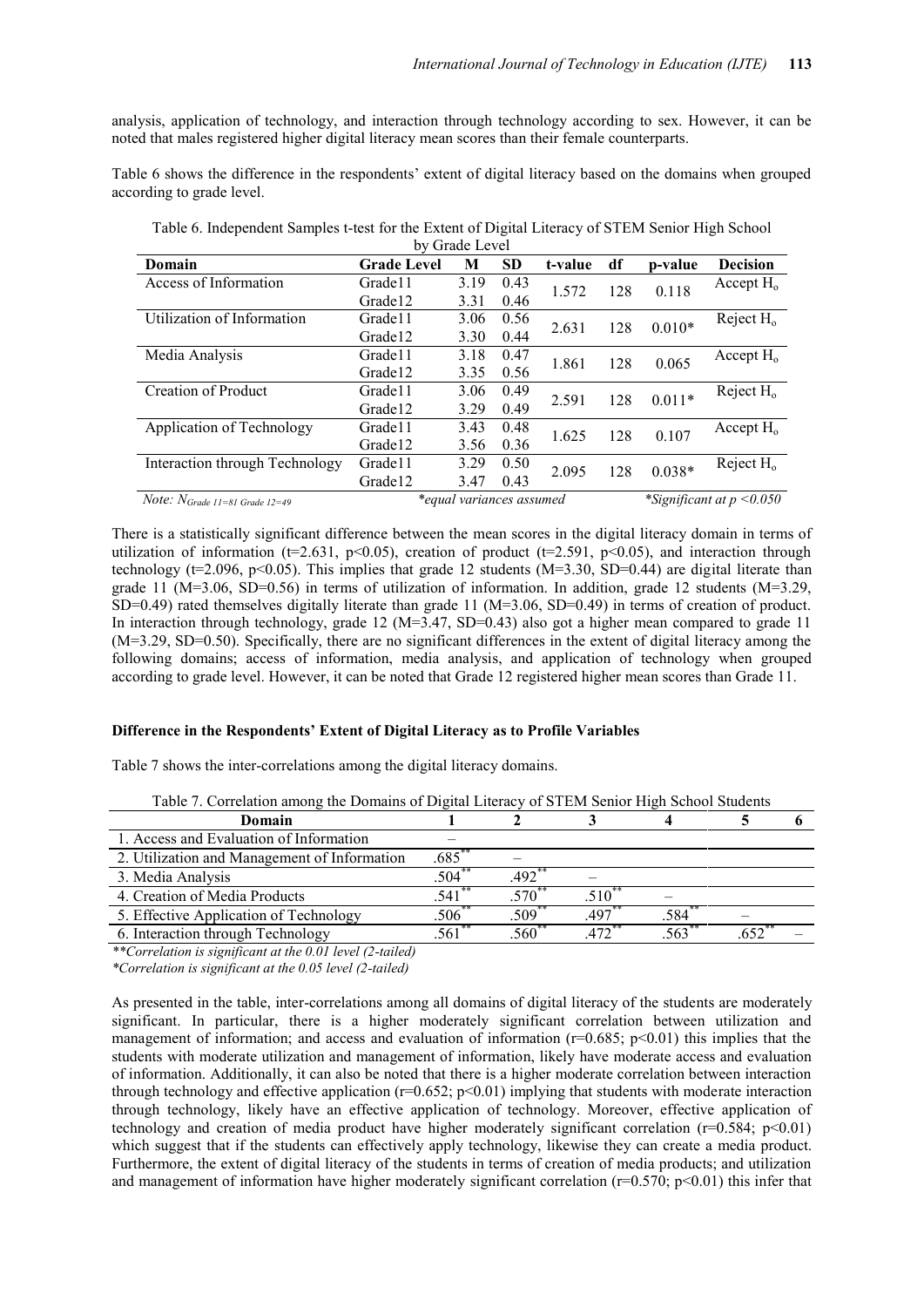analysis, application of technology, and interaction through technology according to sex. However, it can be noted that males registered higher digital literacy mean scores than their female counterparts.

Table 6 shows the difference in the respondents' extent of digital literacy based on the domains when grouped according to grade level.

Table 6. Independent Samples t-test for the Extent of Digital Literacy of STEM Senior High School by Grade Level

| Domain | Grade Level | M | SD | t-value | df | p-value | Decision |
|---|---|---|---|---|---|---|---|
| Access of Information | Grade11 | 3.19 | 0.43 | 1.572 | 128 | 0.118 | Accept $H_o$ |
| | Grade12 | 3.31 | 0.46 | | | | |
| Utilization of Information | Grade11 | 3.06 | 0.56 | 2.631 | 128 | 0.010* | Reject $H_o$ |
| | Grade12 | 3.30 | 0.44 | | | | |
| Media Analysis | Grade11 | 3.18 | 0.47 | 1.861 | 128 | 0.065 | Accept $H_o$ |
| | Grade12 | 3.35 | 0.56 | | | | |
| Creation of Product | Grade11 | 3.06 | 0.49 | 2.591 | 128 | 0.011* | Reject $H_o$ |
| | Grade12 | 3.29 | 0.49 | | | | |
| Application of Technology | Grade11 | 3.43 | 0.48 | 1.625 | 128 | 0.107 | Accept $H_o$ |
| | Grade12 | 3.56 | 0.36 | | | | |
| Interaction through Technology | Grade11 | 3.29 | 0.50 | 2.095 | 128 | 0.038* | Reject $H_o$ |
| | Grade12 | 3.47 | 0.43 | | | | |

*Note: $N_{Grade\ 11=81\ Grade\ 12=49}$* &nbsp;&nbsp; *\*equal variances assumed* &nbsp;&nbsp; *\*Significant at $p < 0.050$*

There is a statistically significant difference between the mean scores in the digital literacy domain in terms of utilization of information ($t=2.631$, $p<0.05$), creation of product ($t=2.591$, $p<0.05$), and interaction through technology ($t=2.096$, $p<0.05$). This implies that grade 12 students ($M=3.30$, $SD=0.44$) are digital literate than grade 11 ($M=3.06$, $SD=0.56$) in terms of utilization of information. In addition, grade 12 students ($M=3.29$, $SD=0.49$) rated themselves digitally literate than grade 11 ($M=3.06$, $SD=0.49$) in terms of creation of product. In interaction through technology, grade 12 ($M=3.47$, $SD=0.43$) also got a higher mean compared to grade 11 ($M=3.29$, $SD=0.50$). Specifically, there are no significant differences in the extent of digital literacy among the following domains; access of information, media analysis, and application of technology when grouped according to grade level. However, it can be noted that Grade 12 registered higher mean scores than Grade 11.

**Difference in the Respondents' Extent of Digital Literacy as to Profile Variables**

Table 7 shows the inter-correlations among the digital literacy domains.

Table 7. Correlation among the Domains of Digital Literacy of STEM Senior High School Students

| Domain | 1 | 2 | 3 | 4 | 5 | 6 |
|---|---|---|---|---|---|---|
| 1. Access and Evaluation of Information | – | | | | | |
| 2. Utilization and Management of Information | .685** | – | | | | |
| 3. Media Analysis | .504** | .492** | – | | | |
| 4. Creation of Media Products | .541** | .570** | .510** | – | | |
| 5. Effective Application of Technology | .506** | .509** | .497** | .584** | – | |
| 6. Interaction through Technology | .561** | .560** | .472** | .563** | .652** | – |

*\*\*Correlation is significant at the 0.01 level (2-tailed)*
*\*Correlation is significant at the 0.05 level (2-tailed)*

As presented in the table, inter-correlations among all domains of digital literacy of the students are moderately significant. In particular, there is a higher moderately significant correlation between utilization and management of information; and access and evaluation of information ($r=0.685$; $p<0.01$) this implies that the students with moderate utilization and management of information, likely have moderate access and evaluation of information. Additionally, it can also be noted that there is a higher moderate correlation between interaction through technology and effective application ($r=0.652$; $p<0.01$) implying that students with moderate interaction through technology, likely have an effective application of technology. Moreover, effective application of technology and creation of media product have higher moderately significant correlation ($r=0.584$; $p<0.01$) which suggest that if the students can effectively apply technology, likewise they can create a media product. Furthermore, the extent of digital literacy of the students in terms of creation of media products; and utilization and management of information have higher moderately significant correlation ($r=0.570$; $p<0.01$) this infer that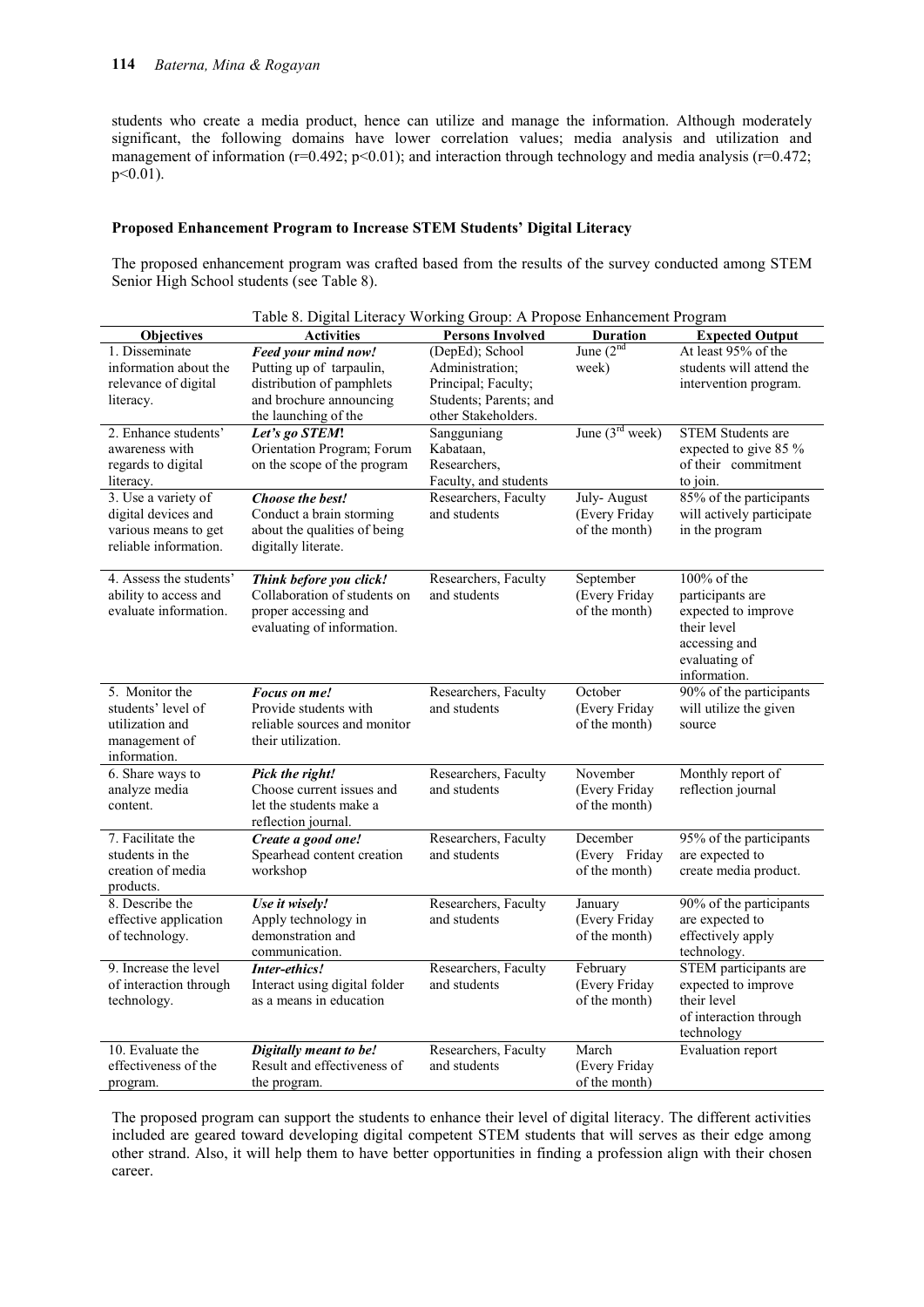students who create a media product, hence can utilize and manage the information. Although moderately significant, the following domains have lower correlation values; media analysis and utilization and management of information ($r=0.492$; $p<0.01$); and interaction through technology and media analysis ($r=0.472$; $p<0.01$).

### Proposed Enhancement Program to Increase STEM Students' Digital Literacy

The proposed enhancement program was crafted based from the results of the survey conducted among STEM Senior High School students (see Table 8).

Table 8. Digital Literacy Working Group: A Propose Enhancement Program

| Objectives | Activities | Persons Involved | Duration | Expected Output |
|---|---|---|---|---|
| 1. Disseminate information about the relevance of digital literacy. | ***Feed your mind now!*** Putting up of tarpaulin, distribution of pamphlets and brochure announcing the launching of the | (DepEd); School Administration; Principal; Faculty; Students; Parents; and other Stakeholders. | June (2nd week) | At least 95% of the students will attend the intervention program. |
| 2. Enhance students' awareness with regards to digital literacy. | ***Let's go STEM!*** Orientation Program; Forum on the scope of the program | Sangguniang Kabataan, Researchers, Faculty, and students | June (3rd week) | STEM Students are expected to give 85 % of their commitment to join. |
| 3. Use a variety of digital devices and various means to get reliable information. | ***Choose the best!*** Conduct a brain storming about the qualities of being digitally literate. | Researchers, Faculty and students | July- August (Every Friday of the month) | 85% of the participants will actively participate in the program |
| 4. Assess the students' ability to access and evaluate information. | ***Think before you click!*** Collaboration of students on proper accessing and evaluating of information. | Researchers, Faculty and students | September (Every Friday of the month) | 100% of the participants are expected to improve their level accessing and evaluating of information. |
| 5. Monitor the students' level of utilization and management of information. | ***Focus on me!*** Provide students with reliable sources and monitor their utilization. | Researchers, Faculty and students | October (Every Friday of the month) | 90% of the participants will utilize the given source |
| 6. Share ways to analyze media content. | ***Pick the right!*** Choose current issues and let the students make a reflection journal. | Researchers, Faculty and students | November (Every Friday of the month) | Monthly report of reflection journal |
| 7. Facilitate the students in the creation of media products. | ***Create a good one!*** Spearhead content creation workshop | Researchers, Faculty and students | December (Every Friday of the month) | 95% of the participants are expected to create media product. |
| 8. Describe the effective application of technology. | ***Use it wisely!*** Apply technology in demonstration and communication. | Researchers, Faculty and students | January (Every Friday of the month) | 90% of the participants are expected to effectively apply technology. |
| 9. Increase the level of interaction through technology. | ***Inter-ethics!*** Interact using digital folder as a means in education | Researchers, Faculty and students | February (Every Friday of the month) | STEM participants are expected to improve their level of interaction through technology |
| 10. Evaluate the effectiveness of the program. | ***Digitally meant to be!*** Result and effectiveness of the program. | Researchers, Faculty and students | March (Every Friday of the month) | Evaluation report |

The proposed program can support the students to enhance their level of digital literacy. The different activities included are geared toward developing digital competent STEM students that will serves as their edge among other strand. Also, it will help them to have better opportunities in finding a profession align with their chosen career.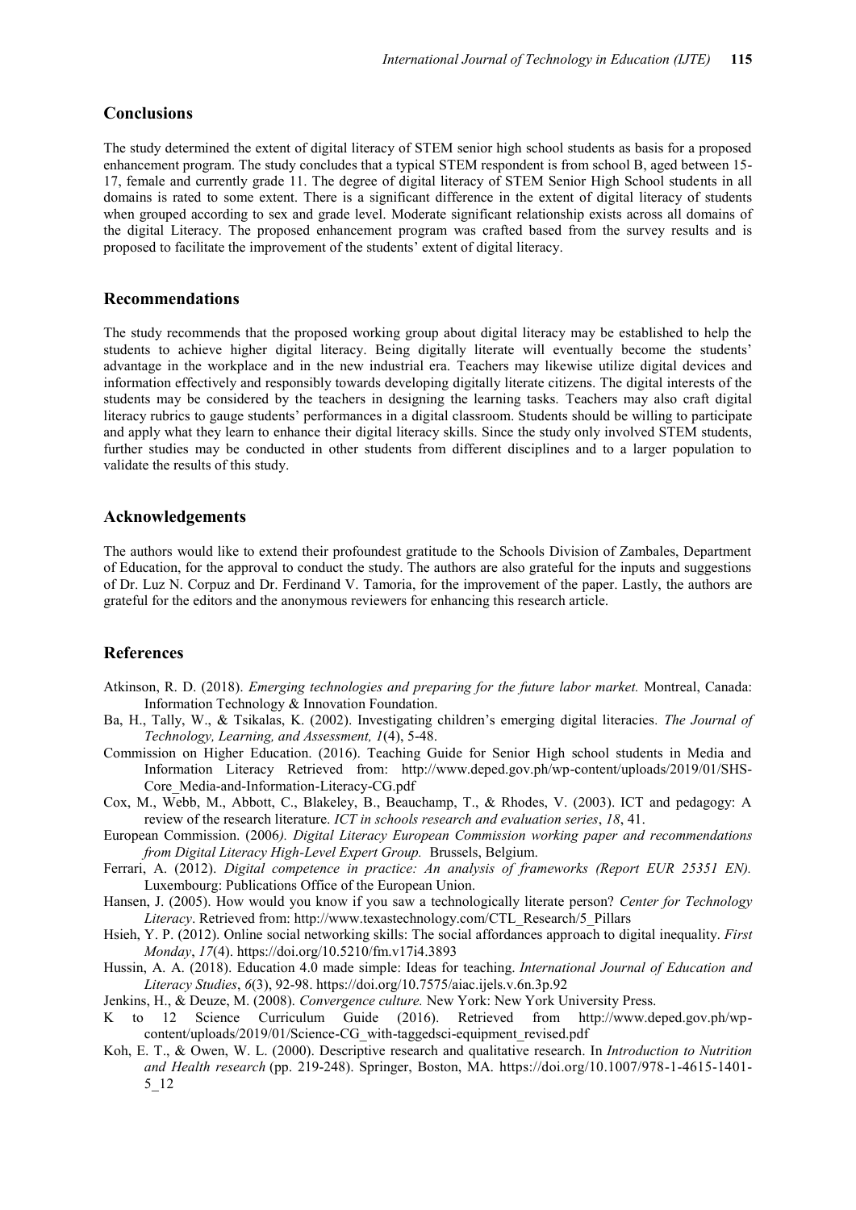## Conclusions

The study determined the extent of digital literacy of STEM senior high school students as basis for a proposed enhancement program. The study concludes that a typical STEM respondent is from school B, aged between 15-17, female and currently grade 11. The degree of digital literacy of STEM Senior High School students in all domains is rated to some extent. There is a significant difference in the extent of digital literacy of students when grouped according to sex and grade level. Moderate significant relationship exists across all domains of the digital Literacy. The proposed enhancement program was crafted based from the survey results and is proposed to facilitate the improvement of the students' extent of digital literacy.

## Recommendations

The study recommends that the proposed working group about digital literacy may be established to help the students to achieve higher digital literacy. Being digitally literate will eventually become the students' advantage in the workplace and in the new industrial era. Teachers may likewise utilize digital devices and information effectively and responsibly towards developing digitally literate citizens. The digital interests of the students may be considered by the teachers in designing the learning tasks. Teachers may also craft digital literacy rubrics to gauge students' performances in a digital classroom. Students should be willing to participate and apply what they learn to enhance their digital literacy skills. Since the study only involved STEM students, further studies may be conducted in other students from different disciplines and to a larger population to validate the results of this study.

## Acknowledgements

The authors would like to extend their profoundest gratitude to the Schools Division of Zambales, Department of Education, for the approval to conduct the study. The authors are also grateful for the inputs and suggestions of Dr. Luz N. Corpuz and Dr. Ferdinand V. Tamoria, for the improvement of the paper. Lastly, the authors are grateful for the editors and the anonymous reviewers for enhancing this research article.

## References

Atkinson, R. D. (2018). *Emerging technologies and preparing for the future labor market.* Montreal, Canada: Information Technology & Innovation Foundation.

Ba, H., Tally, W., & Tsikalas, K. (2002). Investigating children's emerging digital literacies. *The Journal of Technology, Learning, and Assessment, 1*(4), 5-48.

Commission on Higher Education. (2016). Teaching Guide for Senior High school students in Media and Information Literacy Retrieved from: http://www.deped.gov.ph/wp-content/uploads/2019/01/SHS-Core_Media-and-Information-Literacy-CG.pdf

Cox, M., Webb, M., Abbott, C., Blakeley, B., Beauchamp, T., & Rhodes, V. (2003). ICT and pedagogy: A review of the research literature. *ICT in schools research and evaluation series*, *18*, 41.

European Commission. (2006*). Digital Literacy European Commission working paper and recommendations from Digital Literacy High-Level Expert Group.* Brussels, Belgium.

Ferrari, A. (2012). *Digital competence in practice: An analysis of frameworks (Report EUR 25351 EN).* Luxembourg: Publications Office of the European Union.

Hansen, J. (2005). How would you know if you saw a technologically literate person? *Center for Technology Literacy*. Retrieved from: http://www.texastechnology.com/CTL_Research/5_Pillars

Hsieh, Y. P. (2012). Online social networking skills: The social affordances approach to digital inequality. *First Monday*, *17*(4). https://doi.org/10.5210/fm.v17i4.3893

Hussin, A. A. (2018). Education 4.0 made simple: Ideas for teaching. *International Journal of Education and Literacy Studies*, *6*(3), 92-98. https://doi.org/10.7575/aiac.ijels.v.6n.3p.92

Jenkins, H., & Deuze, M. (2008). *Convergence culture.* New York: New York University Press.

K to 12 Science Curriculum Guide (2016). Retrieved from http://www.deped.gov.ph/wp-content/uploads/2019/01/Science-CG_with-taggedsci-equipment_revised.pdf

Koh, E. T., & Owen, W. L. (2000). Descriptive research and qualitative research. In *Introduction to Nutrition and Health research* (pp. 219-248). Springer, Boston, MA. https://doi.org/10.1007/978-1-4615-1401-5_12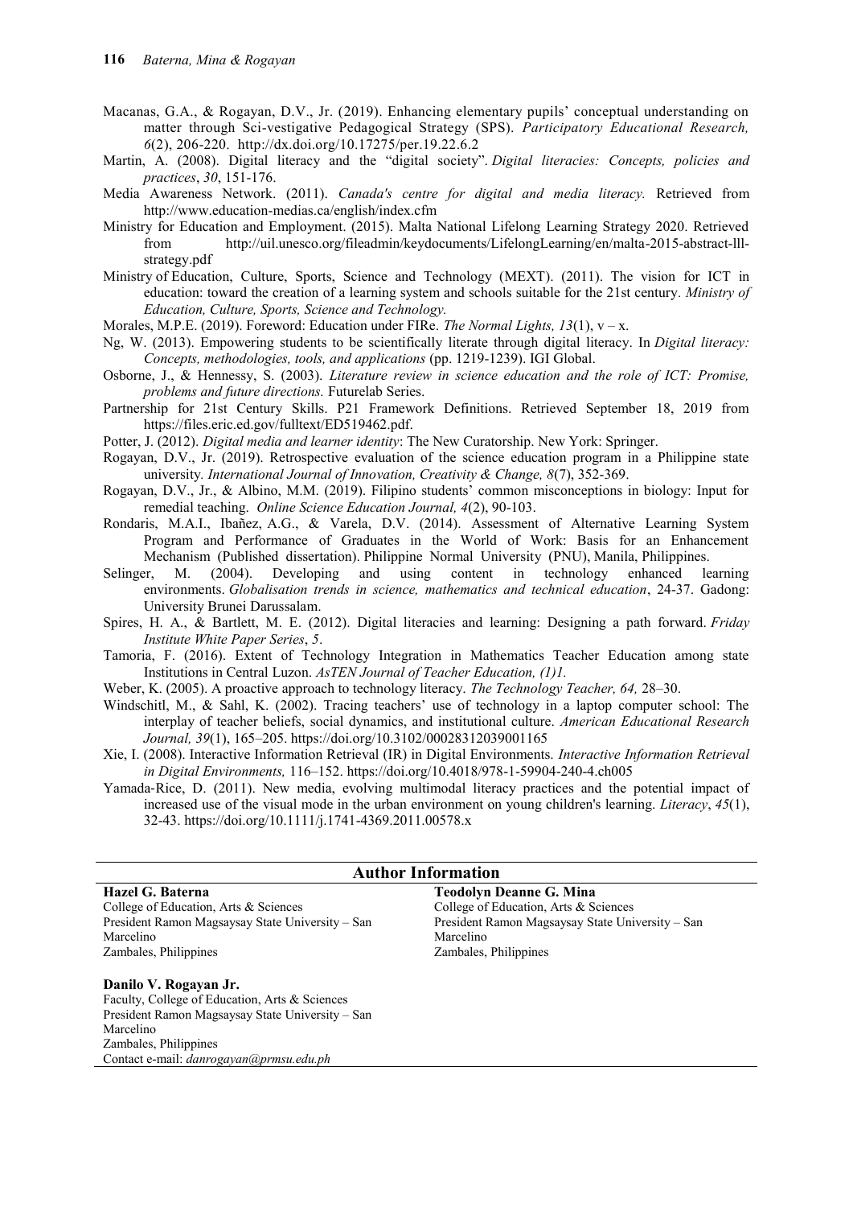Macanas, G.A., & Rogayan, D.V., Jr. (2019). Enhancing elementary pupils' conceptual understanding on matter through Sci-vestigative Pedagogical Strategy (SPS). *Participatory Educational Research, 6*(2), 206-220. http://dx.doi.org/10.17275/per.19.22.6.2

Martin, A. (2008). Digital literacy and the "digital society". *Digital literacies: Concepts, policies and practices*, *30*, 151-176.

Media Awareness Network. (2011). *Canada's centre for digital and media literacy.* Retrieved from http://www.education-medias.ca/english/index.cfm

Ministry for Education and Employment. (2015). Malta National Lifelong Learning Strategy 2020. Retrieved from http://uil.unesco.org/fileadmin/keydocuments/LifelongLearning/en/malta-2015-abstract-lll-strategy.pdf

Ministry of Education, Culture, Sports, Science and Technology (MEXT). (2011). The vision for ICT in education: toward the creation of a learning system and schools suitable for the 21st century. *Ministry of Education, Culture, Sports, Science and Technology.*

Morales, M.P.E. (2019). Foreword: Education under FIRe. *The Normal Lights, 13*(1), v – x.

Ng, W. (2013). Empowering students to be scientifically literate through digital literacy. In *Digital literacy: Concepts, methodologies, tools, and applications* (pp. 1219-1239). IGI Global.

Osborne, J., & Hennessy, S. (2003). *Literature review in science education and the role of ICT: Promise, problems and future directions.* Futurelab Series.

Partnership for 21st Century Skills. P21 Framework Definitions. Retrieved September 18, 2019 from https://files.eric.ed.gov/fulltext/ED519462.pdf.

Potter, J. (2012). *Digital media and learner identity*: The New Curatorship. New York: Springer.

Rogayan, D.V., Jr. (2019). Retrospective evaluation of the science education program in a Philippine state university. *International Journal of Innovation, Creativity & Change, 8*(7), 352-369.

Rogayan, D.V., Jr., & Albino, M.M. (2019). Filipino students' common misconceptions in biology: Input for remedial teaching. *Online Science Education Journal, 4*(2), 90-103.

Rondaris, M.A.I., Ibañez, A.G., & Varela, D.V. (2014). Assessment of Alternative Learning System Program and Performance of Graduates in the World of Work: Basis for an Enhancement Mechanism (Published dissertation). Philippine Normal University (PNU), Manila, Philippines.

Selinger, M. (2004). Developing and using content in technology enhanced learning environments. *Globalisation trends in science, mathematics and technical education*, 24-37. Gadong: University Brunei Darussalam.

Spires, H. A., & Bartlett, M. E. (2012). Digital literacies and learning: Designing a path forward. *Friday Institute White Paper Series*, *5*.

Tamoria, F. (2016). Extent of Technology Integration in Mathematics Teacher Education among state Institutions in Central Luzon. *AsTEN Journal of Teacher Education, (1)1.*

Weber, K. (2005). A proactive approach to technology literacy. *The Technology Teacher, 64,* 28–30.

Windschitl, M., & Sahl, K. (2002). Tracing teachers' use of technology in a laptop computer school: The interplay of teacher beliefs, social dynamics, and institutional culture. *American Educational Research Journal, 39*(1), 165–205. https://doi.org/10.3102/00028312039001165

Xie, I. (2008). Interactive Information Retrieval (IR) in Digital Environments. *Interactive Information Retrieval in Digital Environments,* 116–152. https://doi.org/10.4018/978-1-59904-240-4.ch005

Yamada‐Rice, D. (2011). New media, evolving multimodal literacy practices and the potential impact of increased use of the visual mode in the urban environment on young children's learning. *Literacy*, *45*(1), 32-43. https://doi.org/10.1111/j.1741-4369.2011.00578.x

## Author Information

**Hazel G. Baterna**
College of Education, Arts & Sciences
President Ramon Magsaysay State University – San Marcelino
Zambales, Philippines

**Teodolyn Deanne G. Mina**
College of Education, Arts & Sciences
President Ramon Magsaysay State University – San Marcelino
Zambales, Philippines

**Danilo V. Rogayan Jr.**
Faculty, College of Education, Arts & Sciences
President Ramon Magsaysay State University – San Marcelino
Zambales, Philippines
Contact e-mail: *danrogayan@prmsu.edu.ph*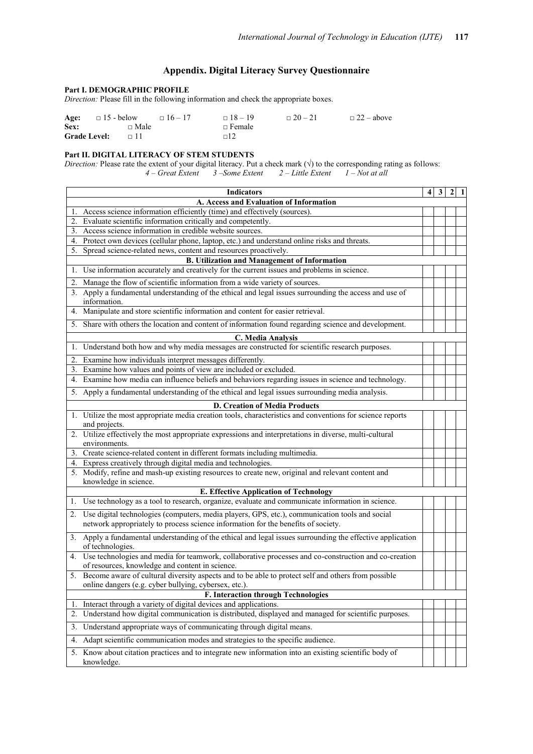## Appendix. Digital Literacy Survey Questionnaire

**Part I. DEMOGRAPHIC PROFILE**

*Direction:* Please fill in the following information and check the appropriate boxes.

**Age:** □ 15 - below □ 16 – 17 □ 18 – 19 □ 20 – 21 □ 22 – above

**Sex:** □ Male □ Female

**Grade Level:** □ 11 □12

**Part II. DIGITAL LITERACY OF STEM STUDENTS**

*Direction:* Please rate the extent of your digital literacy. Put a check mark (√) to the corresponding rating as follows:

*4 – Great Extent 3 –Some Extent 2 – Little Extent 1 – Not at all*

| Indicators | 4 | 3 | 2 | 1 |
|---|---|---|---|---|
| **A. Access and Evaluation of Information** | | | | |
| 1. Access science information efficiently (time) and effectively (sources). | | | | |
| 2. Evaluate scientific information critically and competently. | | | | |
| 3. Access science information in credible website sources. | | | | |
| 4. Protect own devices (cellular phone, laptop, etc.) and understand online risks and threats. | | | | |
| 5. Spread science-related news, content and resources proactively. | | | | |
| **B. Utilization and Management of Information** | | | | |
| 1. Use information accurately and creatively for the current issues and problems in science. | | | | |
| 2. Manage the flow of scientific information from a wide variety of sources. | | | | |
| 3. Apply a fundamental understanding of the ethical and legal issues surrounding the access and use of information. | | | | |
| 4. Manipulate and store scientific information and content for easier retrieval. | | | | |
| 5. Share with others the location and content of information found regarding science and development. | | | | |
| **C. Media Analysis** | | | | |
| 1. Understand both how and why media messages are constructed for scientific research purposes. | | | | |
| 2. Examine how individuals interpret messages differently. | | | | |
| 3. Examine how values and points of view are included or excluded. | | | | |
| 4. Examine how media can influence beliefs and behaviors regarding issues in science and technology. | | | | |
| 5. Apply a fundamental understanding of the ethical and legal issues surrounding media analysis. | | | | |
| **D. Creation of Media Products** | | | | |
| 1. Utilize the most appropriate media creation tools, characteristics and conventions for science reports and projects. | | | | |
| 2. Utilize effectively the most appropriate expressions and interpretations in diverse, multi-cultural environments. | | | | |
| 3. Create science-related content in different formats including multimedia. | | | | |
| 4. Express creatively through digital media and technologies. | | | | |
| 5. Modify, refine and mash-up existing resources to create new, original and relevant content and knowledge in science. | | | | |
| **E. Effective Application of Technology** | | | | |
| 1. Use technology as a tool to research, organize, evaluate and communicate information in science. | | | | |
| 2. Use digital technologies (computers, media players, GPS, etc.), communication tools and social network appropriately to process science information for the benefits of society. | | | | |
| 3. Apply a fundamental understanding of the ethical and legal issues surrounding the effective application of technologies. | | | | |
| 4. Use technologies and media for teamwork, collaborative processes and co-construction and co-creation of resources, knowledge and content in science. | | | | |
| 5. Become aware of cultural diversity aspects and to be able to protect self and others from possible online dangers (e.g. cyber bullying, cybersex, etc.). | | | | |
| **F. Interaction through Technologies** | | | | |
| 1. Interact through a variety of digital devices and applications. | | | | |
| 2. Understand how digital communication is distributed, displayed and managed for scientific purposes. | | | | |
| 3. Understand appropriate ways of communicating through digital means. | | | | |
| 4. Adapt scientific communication modes and strategies to the specific audience. | | | | |
| 5. Know about citation practices and to integrate new information into an existing scientific body of knowledge. | | | | |